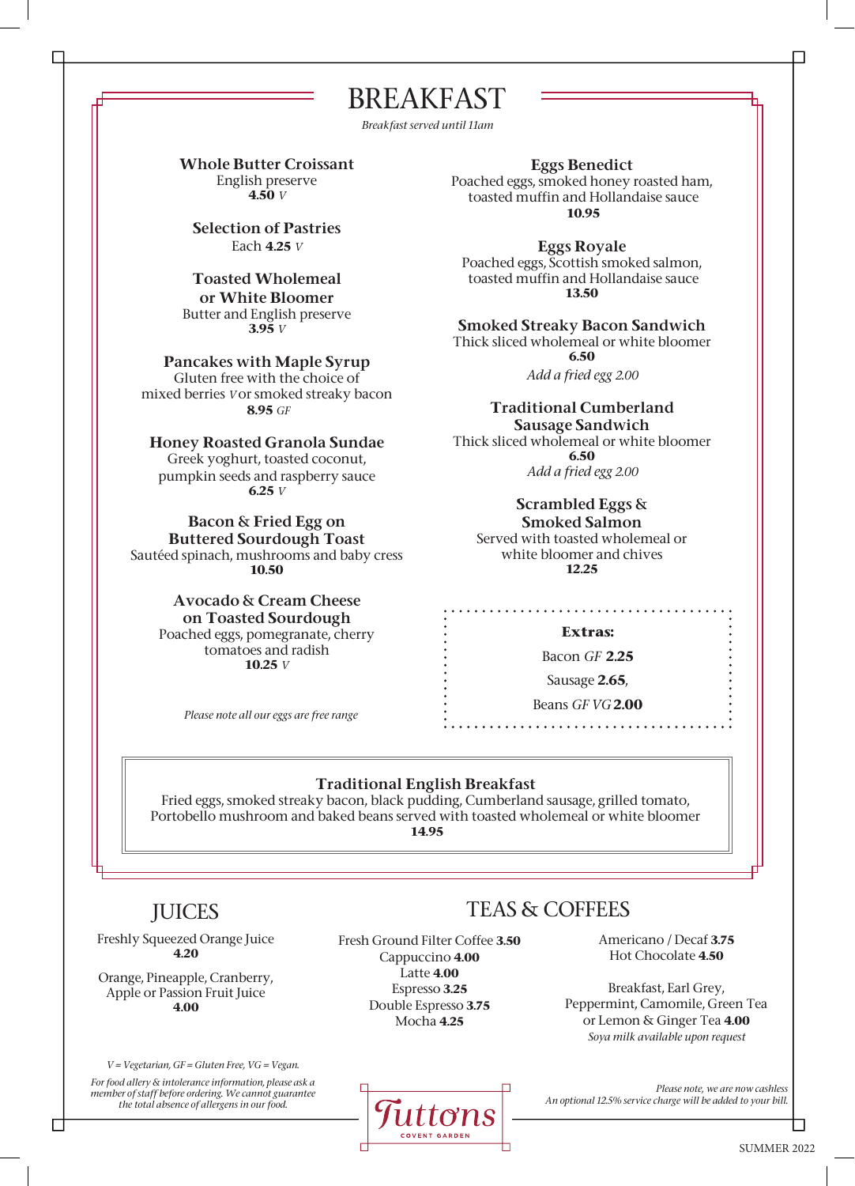# BREAKFAST

*Breakfast served until 11am*

**Whole Butter Croissant**
English preserve
**4.50** *V*

**Selection of Pastries**
Each **4.25** *V*

**Toasted Wholemeal or White Bloomer**
Butter and English preserve
**3.95** *V*

**Pancakes with Maple Syrup**
Gluten free with the choice of mixed berries *V* or smoked streaky bacon
**8.95** *GF*

**Honey Roasted Granola Sundae**
Greek yoghurt, toasted coconut, pumpkin seeds and raspberry sauce
**6.25** *V*

**Bacon & Fried Egg on Buttered Sourdough Toast**
Sautéed spinach, mushrooms and baby cress
**10.50**

**Avocado & Cream Cheese on Toasted Sourdough**
Poached eggs, pomegranate, cherry tomatoes and radish
**10.25** *V*

*Please note all our eggs are free range*

**Eggs Benedict**
Poached eggs, smoked honey roasted ham, toasted muffin and Hollandaise sauce
**10.95**

**Eggs Royale**
Poached eggs, Scottish smoked salmon, toasted muffin and Hollandaise sauce
**13.50**

**Smoked Streaky Bacon Sandwich**
Thick sliced wholemeal or white bloomer
**6.50**
*Add a fried egg 2.00*

**Traditional Cumberland Sausage Sandwich**
Thick sliced wholemeal or white bloomer
**6.50**
*Add a fried egg 2.00*

**Scrambled Eggs & Smoked Salmon**
Served with toasted wholemeal or white bloomer and chives
**12.25**

**Extras:**

Bacon *GF* **2.25**

Sausage **2.65**,

Beans *GF VG* **2.00**

**Traditional English Breakfast**
Fried eggs, smoked streaky bacon, black pudding, Cumberland sausage, grilled tomato, Portobello mushroom and baked beans served with toasted wholemeal or white bloomer
**14.95**

## JUICES

Freshly Squeezed Orange Juice
**4.20**

Orange, Pineapple, Cranberry, Apple or Passion Fruit Juice
**4.00**

## TEAS & COFFEES

Fresh Ground Filter Coffee **3.50**
Cappuccino **4.00**
Latte **4.00**
Espresso **3.25**
Double Espresso **3.75**
Mocha **4.25**

Americano / Decaf **3.75**
Hot Chocolate **4.50**

Breakfast, Earl Grey, Peppermint, Camomile, Green Tea or Lemon & Ginger Tea **4.00**
*Soya milk available upon request*

*V = Vegetarian, GF = Gluten Free, VG = Vegan.*

*For food allery & intolerance information, please ask a member of staff before ordering. We cannot guarantee the total absence of allergens in our food.*

Tuttons
COVENT GARDEN

*Please note, we are now cashless*
*An optional 12.5% service charge will be added to your bill.*

SUMMER 2022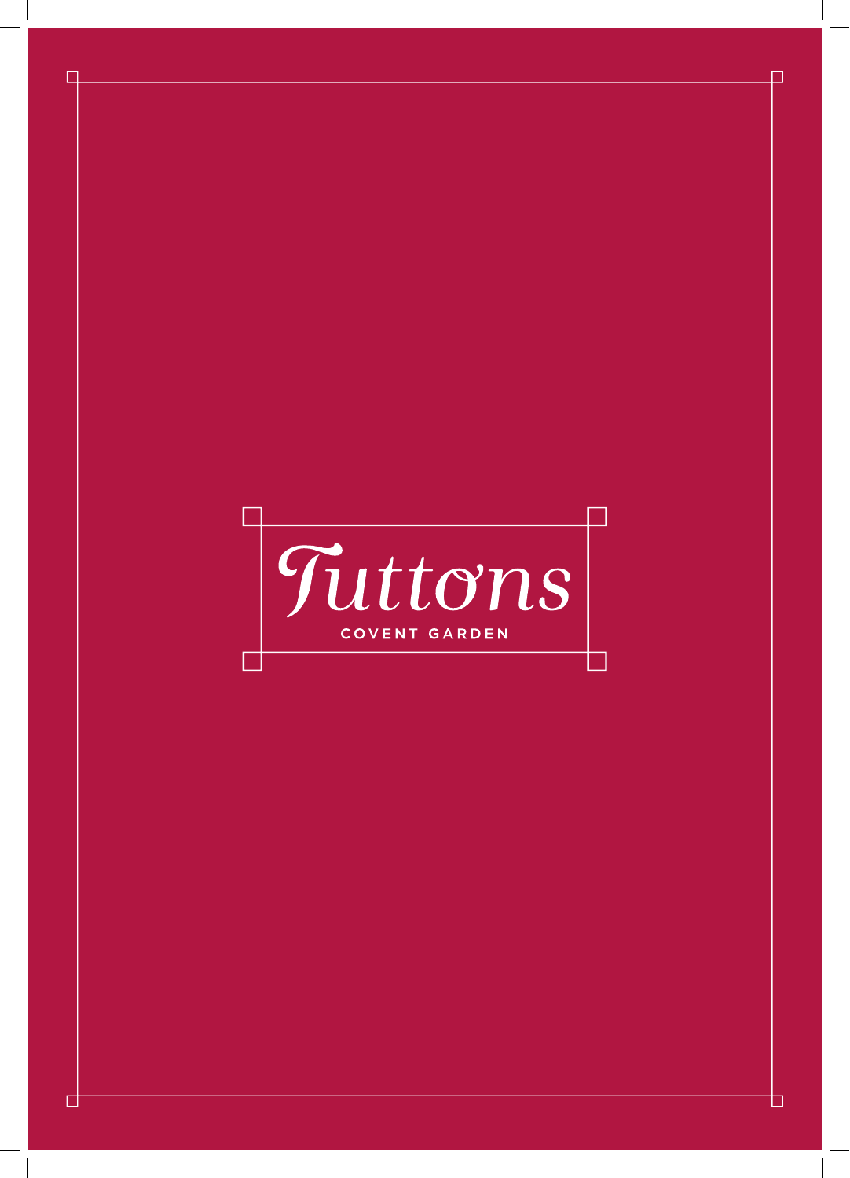Tuttons

COVENT GARDEN